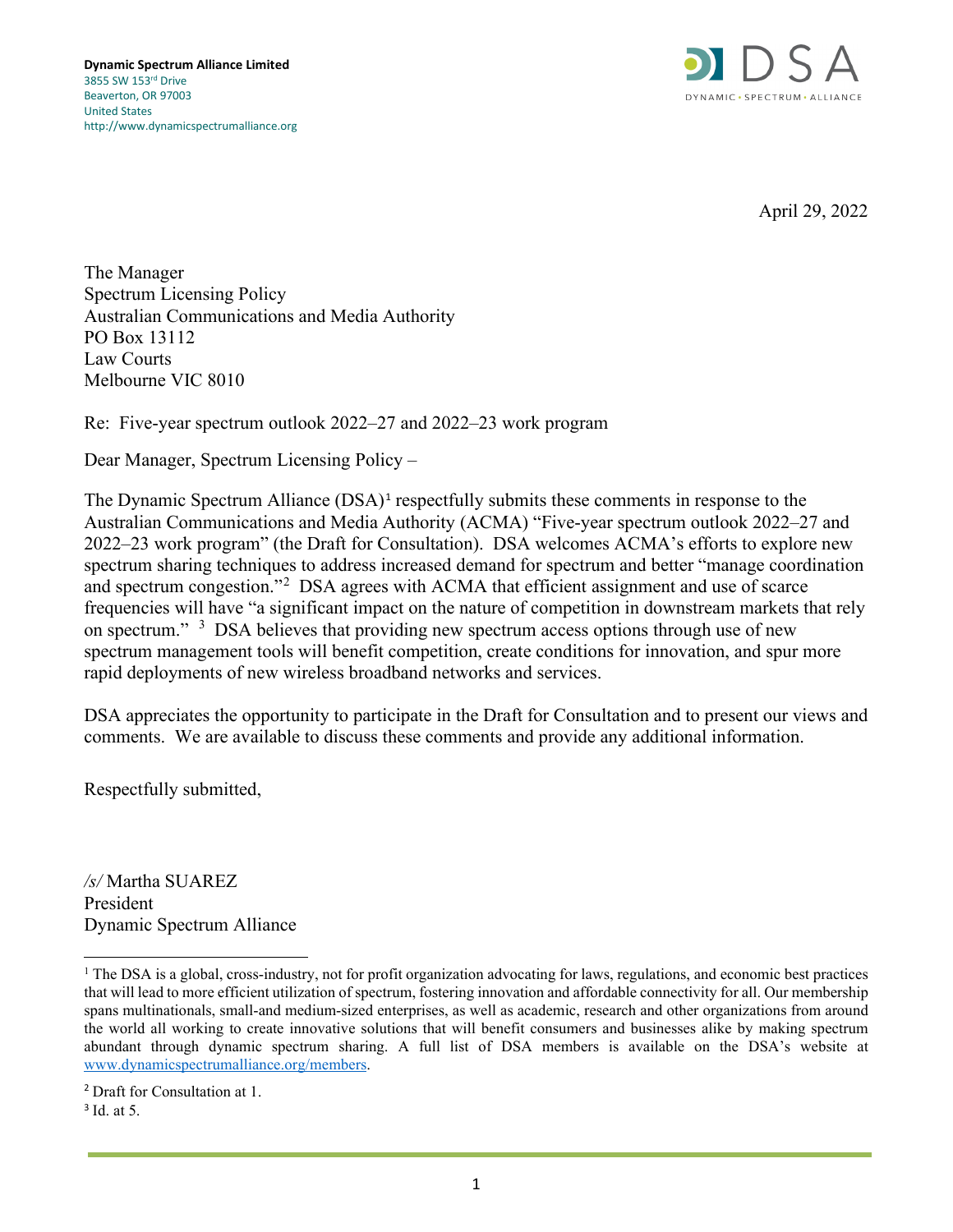**Dynamic Spectrum Alliance Limited**
3855 SW 153rd Drive
Beaverton, OR 97003
United States
http://www.dynamicspectrumalliance.org

April 29, 2022

The Manager
Spectrum Licensing Policy
Australian Communications and Media Authority
PO Box 13112
Law Courts
Melbourne VIC 8010

Re: Five-year spectrum outlook 2022–27 and 2022–23 work program

Dear Manager, Spectrum Licensing Policy –

The Dynamic Spectrum Alliance (DSA)[1] respectfully submits these comments in response to the Australian Communications and Media Authority (ACMA) "Five-year spectrum outlook 2022–27 and 2022–23 work program" (the Draft for Consultation). DSA welcomes ACMA's efforts to explore new spectrum sharing techniques to address increased demand for spectrum and better "manage coordination and spectrum congestion."[2] DSA agrees with ACMA that efficient assignment and use of scarce frequencies will have "a significant impact on the nature of competition in downstream markets that rely on spectrum."[3] DSA believes that providing new spectrum access options through use of new spectrum management tools will benefit competition, create conditions for innovation, and spur more rapid deployments of new wireless broadband networks and services.

DSA appreciates the opportunity to participate in the Draft for Consultation and to present our views and comments. We are available to discuss these comments and provide any additional information.

Respectfully submitted,

*/s/* Martha SUAREZ
President
Dynamic Spectrum Alliance

---

[1] The DSA is a global, cross-industry, not for profit organization advocating for laws, regulations, and economic best practices that will lead to more efficient utilization of spectrum, fostering innovation and affordable connectivity for all. Our membership spans multinationals, small-and medium-sized enterprises, as well as academic, research and other organizations from around the world all working to create innovative solutions that will benefit consumers and businesses alike by making spectrum abundant through dynamic spectrum sharing. A full list of DSA members is available on the DSA's website at www.dynamicspectrumalliance.org/members.

[2] Draft for Consultation at 1.

[3] Id. at 5.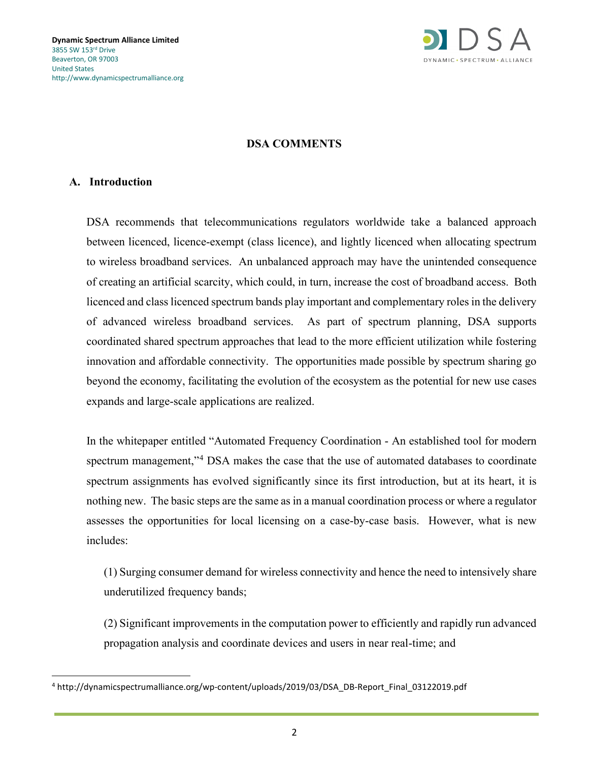**Dynamic Spectrum Alliance Limited**
3855 SW 153rd Drive
Beaverton, OR 97003
United States
http://www.dynamicspectrumalliance.org

# DSA COMMENTS

## A. Introduction

DSA recommends that telecommunications regulators worldwide take a balanced approach between licenced, licence-exempt (class licence), and lightly licenced when allocating spectrum to wireless broadband services. An unbalanced approach may have the unintended consequence of creating an artificial scarcity, which could, in turn, increase the cost of broadband access. Both licenced and class licenced spectrum bands play important and complementary roles in the delivery of advanced wireless broadband services. As part of spectrum planning, DSA supports coordinated shared spectrum approaches that lead to the more efficient utilization while fostering innovation and affordable connectivity. The opportunities made possible by spectrum sharing go beyond the economy, facilitating the evolution of the ecosystem as the potential for new use cases expands and large-scale applications are realized.

In the whitepaper entitled "Automated Frequency Coordination - An established tool for modern spectrum management,"[4] DSA makes the case that the use of automated databases to coordinate spectrum assignments has evolved significantly since its first introduction, but at its heart, it is nothing new. The basic steps are the same as in a manual coordination process or where a regulator assesses the opportunities for local licensing on a case-by-case basis. However, what is new includes:

(1) Surging consumer demand for wireless connectivity and hence the need to intensively share underutilized frequency bands;

(2) Significant improvements in the computation power to efficiently and rapidly run advanced propagation analysis and coordinate devices and users in near real-time; and

[4] http://dynamicspectrumalliance.org/wp-content/uploads/2019/03/DSA_DB-Report_Final_03122019.pdf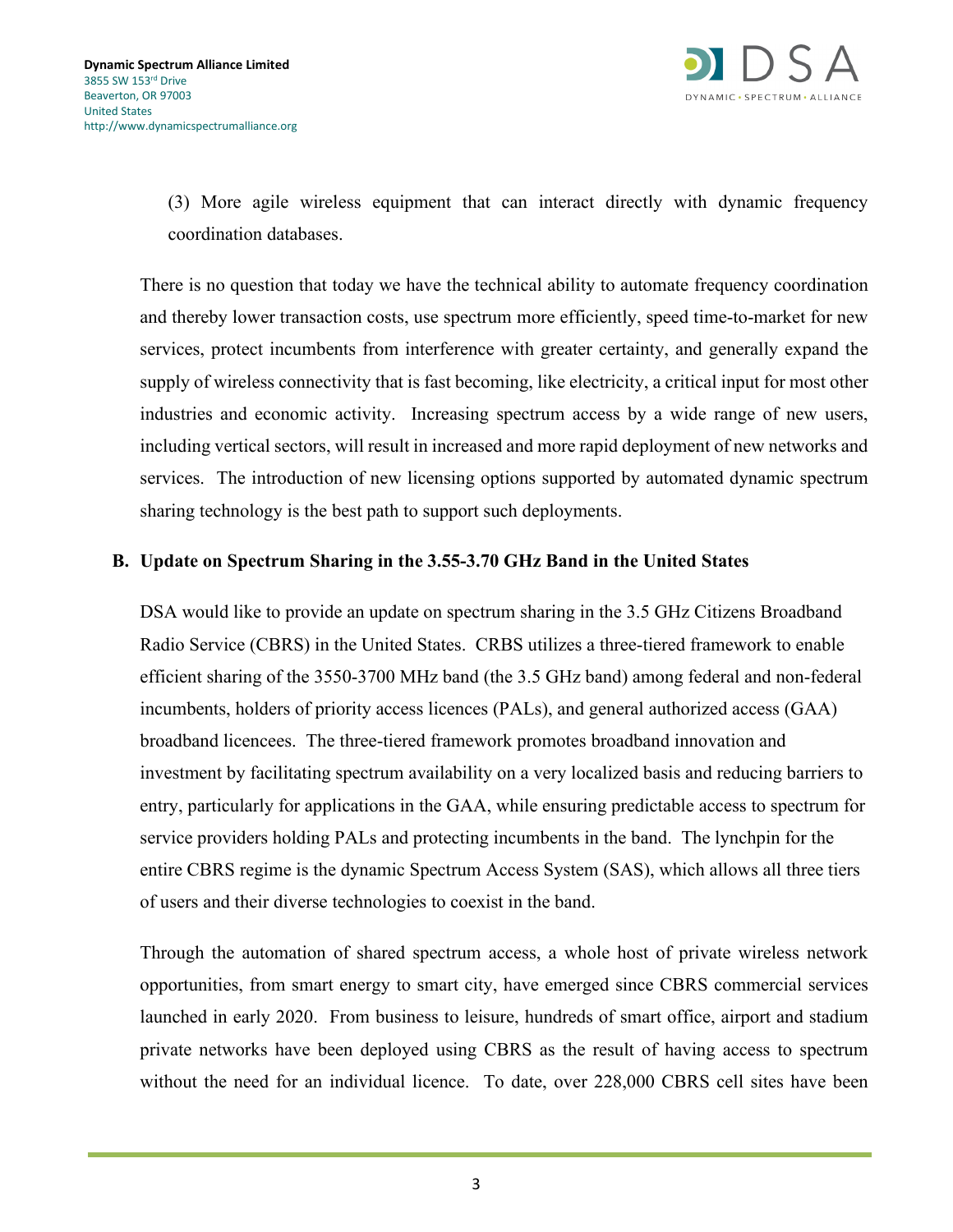(3) More agile wireless equipment that can interact directly with dynamic frequency coordination databases.

There is no question that today we have the technical ability to automate frequency coordination and thereby lower transaction costs, use spectrum more efficiently, speed time-to-market for new services, protect incumbents from interference with greater certainty, and generally expand the supply of wireless connectivity that is fast becoming, like electricity, a critical input for most other industries and economic activity. Increasing spectrum access by a wide range of new users, including vertical sectors, will result in increased and more rapid deployment of new networks and services. The introduction of new licensing options supported by automated dynamic spectrum sharing technology is the best path to support such deployments.

## B. Update on Spectrum Sharing in the 3.55-3.70 GHz Band in the United States

DSA would like to provide an update on spectrum sharing in the 3.5 GHz Citizens Broadband Radio Service (CBRS) in the United States. CRBS utilizes a three-tiered framework to enable efficient sharing of the 3550-3700 MHz band (the 3.5 GHz band) among federal and non-federal incumbents, holders of priority access licences (PALs), and general authorized access (GAA) broadband licencees. The three-tiered framework promotes broadband innovation and investment by facilitating spectrum availability on a very localized basis and reducing barriers to entry, particularly for applications in the GAA, while ensuring predictable access to spectrum for service providers holding PALs and protecting incumbents in the band. The lynchpin for the entire CBRS regime is the dynamic Spectrum Access System (SAS), which allows all three tiers of users and their diverse technologies to coexist in the band.

Through the automation of shared spectrum access, a whole host of private wireless network opportunities, from smart energy to smart city, have emerged since CBRS commercial services launched in early 2020. From business to leisure, hundreds of smart office, airport and stadium private networks have been deployed using CBRS as the result of having access to spectrum without the need for an individual licence. To date, over 228,000 CBRS cell sites have been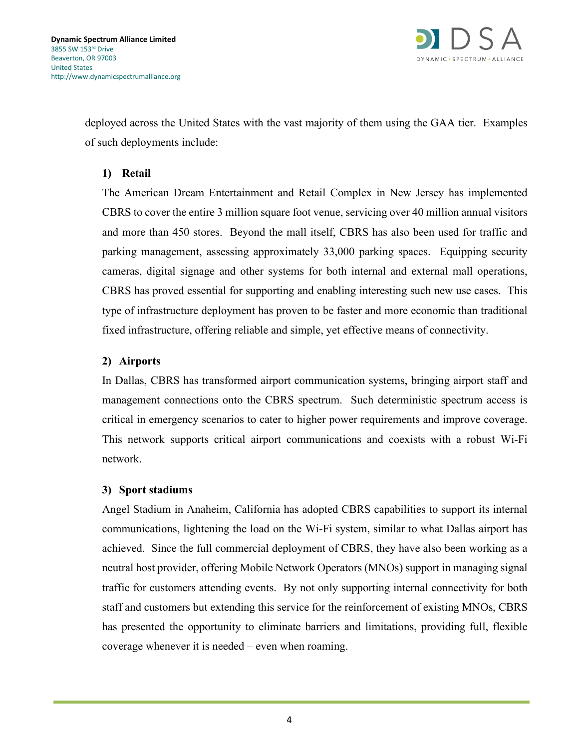deployed across the United States with the vast majority of them using the GAA tier. Examples of such deployments include:

**1) Retail**

The American Dream Entertainment and Retail Complex in New Jersey has implemented CBRS to cover the entire 3 million square foot venue, servicing over 40 million annual visitors and more than 450 stores. Beyond the mall itself, CBRS has also been used for traffic and parking management, assessing approximately 33,000 parking spaces. Equipping security cameras, digital signage and other systems for both internal and external mall operations, CBRS has proved essential for supporting and enabling interesting such new use cases. This type of infrastructure deployment has proven to be faster and more economic than traditional fixed infrastructure, offering reliable and simple, yet effective means of connectivity.

**2) Airports**

In Dallas, CBRS has transformed airport communication systems, bringing airport staff and management connections onto the CBRS spectrum. Such deterministic spectrum access is critical in emergency scenarios to cater to higher power requirements and improve coverage. This network supports critical airport communications and coexists with a robust Wi-Fi network.

**3) Sport stadiums**

Angel Stadium in Anaheim, California has adopted CBRS capabilities to support its internal communications, lightening the load on the Wi-Fi system, similar to what Dallas airport has achieved. Since the full commercial deployment of CBRS, they have also been working as a neutral host provider, offering Mobile Network Operators (MNOs) support in managing signal traffic for customers attending events. By not only supporting internal connectivity for both staff and customers but extending this service for the reinforcement of existing MNOs, CBRS has presented the opportunity to eliminate barriers and limitations, providing full, flexible coverage whenever it is needed – even when roaming.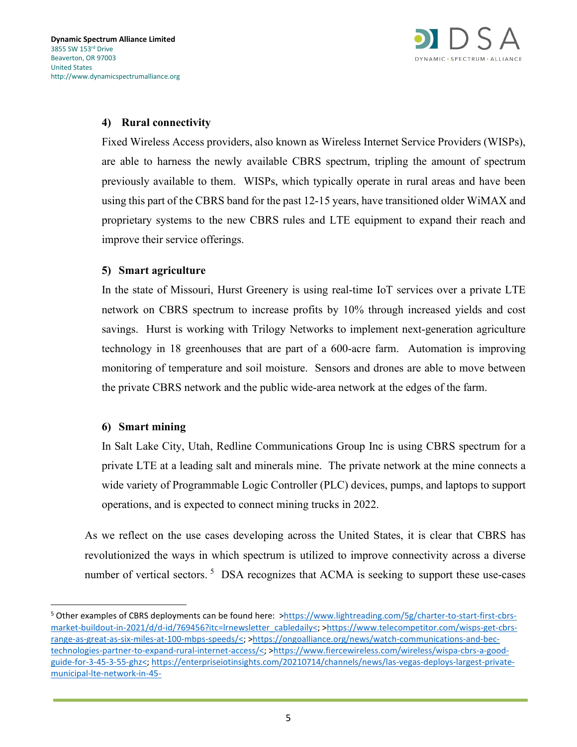#### 4) Rural connectivity

Fixed Wireless Access providers, also known as Wireless Internet Service Providers (WISPs), are able to harness the newly available CBRS spectrum, tripling the amount of spectrum previously available to them. WISPs, which typically operate in rural areas and have been using this part of the CBRS band for the past 12-15 years, have transitioned older WiMAX and proprietary systems to the new CBRS rules and LTE equipment to expand their reach and improve their service offerings.

#### 5) Smart agriculture

In the state of Missouri, Hurst Greenery is using real-time IoT services over a private LTE network on CBRS spectrum to increase profits by 10% through increased yields and cost savings. Hurst is working with Trilogy Networks to implement next-generation agriculture technology in 18 greenhouses that are part of a 600-acre farm. Automation is improving monitoring of temperature and soil moisture. Sensors and drones are able to move between the private CBRS network and the public wide-area network at the edges of the farm.

#### 6) Smart mining

In Salt Lake City, Utah, Redline Communications Group Inc is using CBRS spectrum for a private LTE at a leading salt and minerals mine. The private network at the mine connects a wide variety of Programmable Logic Controller (PLC) devices, pumps, and laptops to support operations, and is expected to connect mining trucks in 2022.

As we reflect on the use cases developing across the United States, it is clear that CBRS has revolutionized the ways in which spectrum is utilized to improve connectivity across a diverse number of vertical sectors.[5] DSA recognizes that ACMA is seeking to support these use-cases

---

[5] Other examples of CBRS deployments can be found here: >https://www.lightreading.com/5g/charter-to-start-first-cbrs-market-buildout-in-2021/d/d-id/769456?itc=lrnewsletter_cabledaily<; >https://www.telecompetitor.com/wisps-get-cbrs-range-as-great-as-six-miles-at-100-mbps-speeds/<; >https://ongoalliance.org/news/watch-communications-and-bec-technologies-partner-to-expand-rural-internet-access/<; >https://www.fiercewireless.com/wireless/wispa-cbrs-a-good-guide-for-3-45-3-55-ghz<; https://enterpriseiotinsights.com/20210714/channels/news/las-vegas-deploys-largest-private-municipal-lte-network-in-45-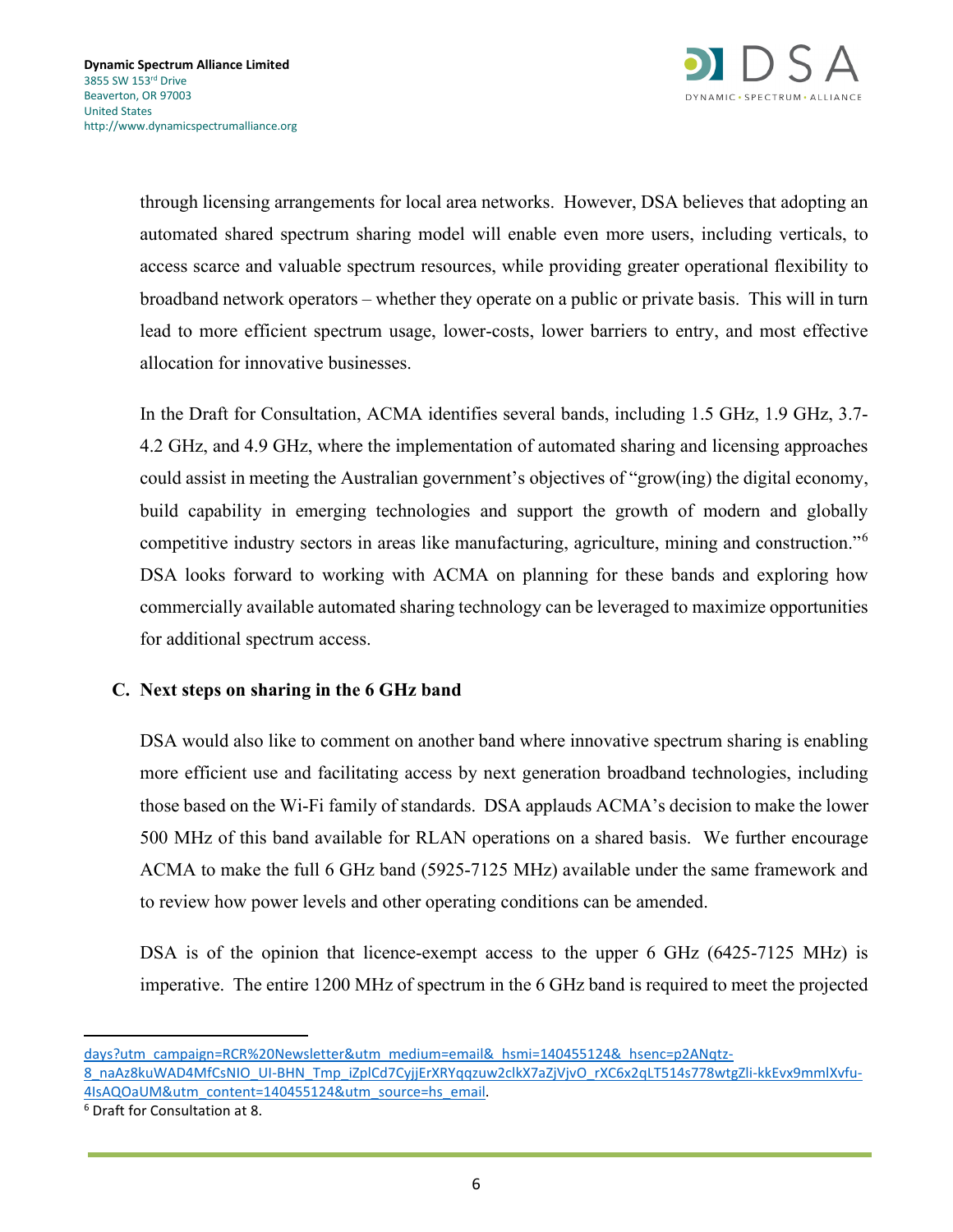through licensing arrangements for local area networks. However, DSA believes that adopting an automated shared spectrum sharing model will enable even more users, including verticals, to access scarce and valuable spectrum resources, while providing greater operational flexibility to broadband network operators – whether they operate on a public or private basis. This will in turn lead to more efficient spectrum usage, lower-costs, lower barriers to entry, and most effective allocation for innovative businesses.

In the Draft for Consultation, ACMA identifies several bands, including 1.5 GHz, 1.9 GHz, 3.7-4.2 GHz, and 4.9 GHz, where the implementation of automated sharing and licensing approaches could assist in meeting the Australian government's objectives of "grow(ing) the digital economy, build capability in emerging technologies and support the growth of modern and globally competitive industry sectors in areas like manufacturing, agriculture, mining and construction."[6] DSA looks forward to working with ACMA on planning for these bands and exploring how commercially available automated sharing technology can be leveraged to maximize opportunities for additional spectrum access.

## C. Next steps on sharing in the 6 GHz band

DSA would also like to comment on another band where innovative spectrum sharing is enabling more efficient use and facilitating access by next generation broadband technologies, including those based on the Wi-Fi family of standards. DSA applauds ACMA's decision to make the lower 500 MHz of this band available for RLAN operations on a shared basis. We further encourage ACMA to make the full 6 GHz band (5925-7125 MHz) available under the same framework and to review how power levels and other operating conditions can be amended.

DSA is of the opinion that licence-exempt access to the upper 6 GHz (6425-7125 MHz) is imperative. The entire 1200 MHz of spectrum in the 6 GHz band is required to meet the projected

---

days?utm_campaign=RCR%20Newsletter&utm_medium=email&_hsmi=140455124&_hsenc=p2ANqtz-8_naAz8kuWAD4MfCsNIO_UI-BHN_Tmp_iZplCd7CyjjErXRYqqzuw2clkX7aZjVjvO_rXC6x2qLT514s778wtgZli-kkEvx9mmlXvfu-4IsAQOaUM&utm_content=140455124&utm_source=hs_email.

[6] Draft for Consultation at 8.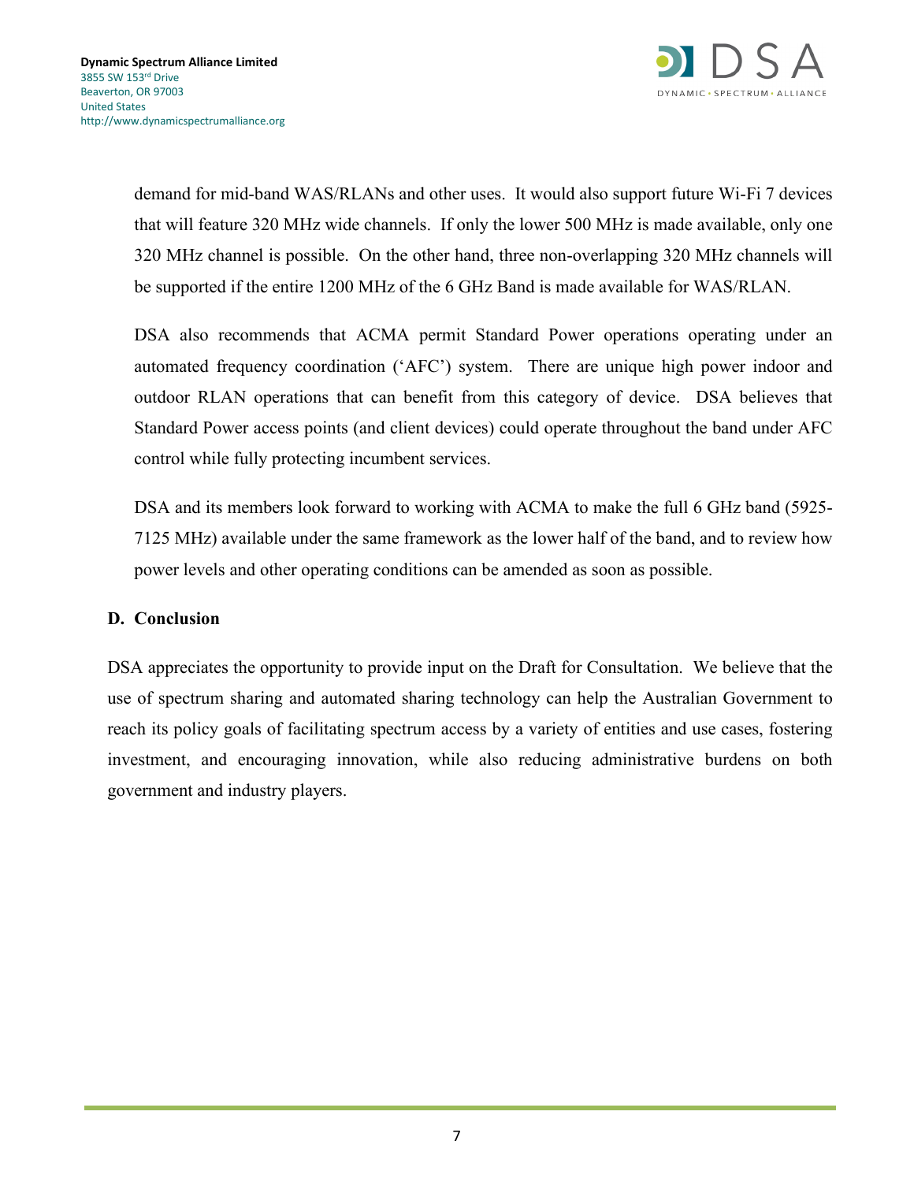demand for mid-band WAS/RLANs and other uses. It would also support future Wi-Fi 7 devices that will feature 320 MHz wide channels. If only the lower 500 MHz is made available, only one 320 MHz channel is possible. On the other hand, three non-overlapping 320 MHz channels will be supported if the entire 1200 MHz of the 6 GHz Band is made available for WAS/RLAN.

DSA also recommends that ACMA permit Standard Power operations operating under an automated frequency coordination ('AFC') system. There are unique high power indoor and outdoor RLAN operations that can benefit from this category of device. DSA believes that Standard Power access points (and client devices) could operate throughout the band under AFC control while fully protecting incumbent services.

DSA and its members look forward to working with ACMA to make the full 6 GHz band (5925-7125 MHz) available under the same framework as the lower half of the band, and to review how power levels and other operating conditions can be amended as soon as possible.

## D. Conclusion

DSA appreciates the opportunity to provide input on the Draft for Consultation. We believe that the use of spectrum sharing and automated sharing technology can help the Australian Government to reach its policy goals of facilitating spectrum access by a variety of entities and use cases, fostering investment, and encouraging innovation, while also reducing administrative burdens on both government and industry players.